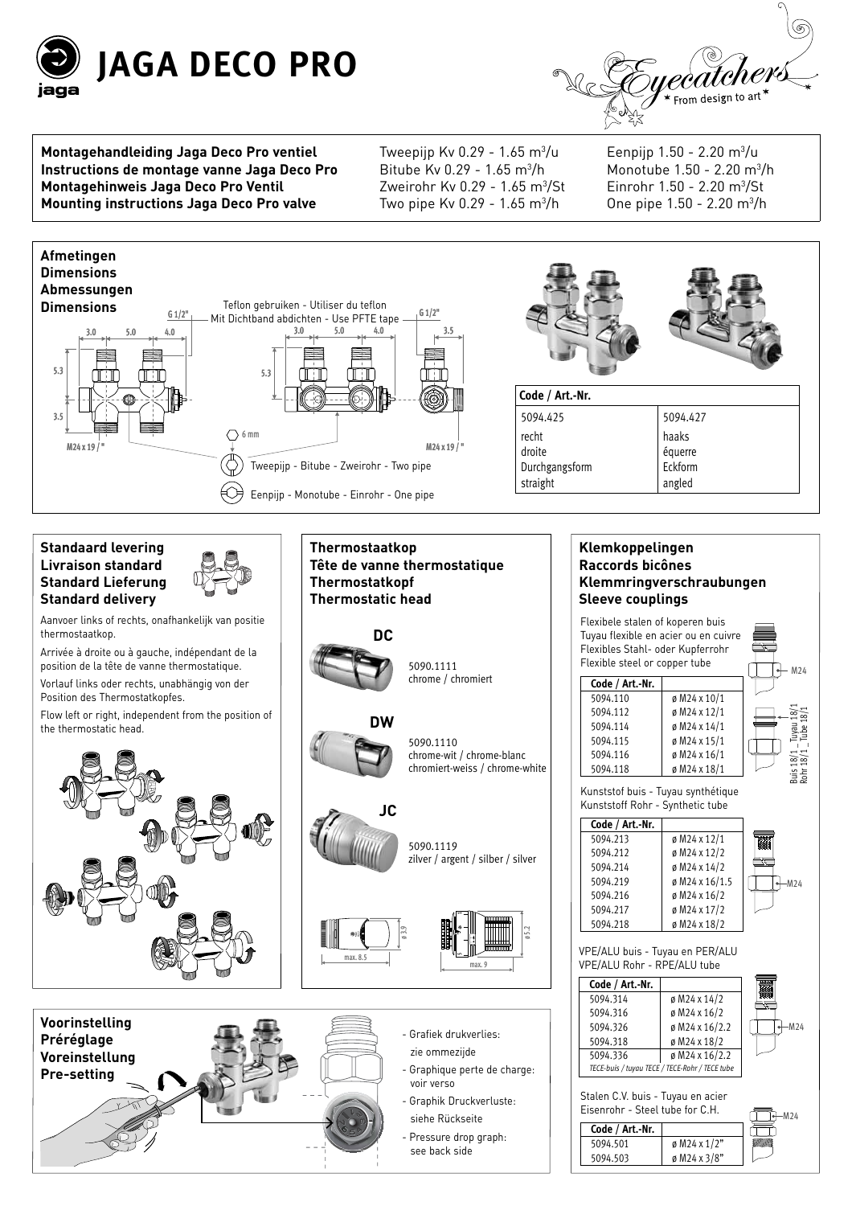# JAGA DECO PRO

Eyecatchers — From design to art

**Montagehandleiding Jaga Deco Pro ventiel**
**Instructions de montage vanne Jaga Deco Pro**
**Montagehinweis Jaga Deco Pro Ventil**
**Mounting instructions Jaga Deco Pro valve**

Tweepijp Kv 0.29 - 1.65 $m^3$/u
Bitube Kv 0.29 - 1.65 $m^3$/h
Zweirohr Kv 0.29 - 1.65 $m^3$/St
Two pipe Kv 0.29 - 1.65 $m^3$/h

Eenpijp 1.50 - 2.20 $m^3$/u
Monotube 1.50 - 2.20 $m^3$/h
Einrohr 1.50 - 2.20 $m^3$/St
One pipe 1.50 - 2.20 $m^3$/h

## Afmetingen / Dimensions / Abmessungen / Dimensions

G 1/2" — Teflon gebruiken - Utiliser du teflon - Mit Dichtband abdichten - Use PFTE tape — G 1/2"

3.0 — 5.0 — 4.0 — 3.5 — 5.3 — 3.5

M24 x 19 / " — 6 mm — M24 x 19 / "

Tweepijp - Bitube - Zweirohr - Two pipe

Eenpijp - Monotube - Einrohr - One pipe

| Code / Art.-Nr. | |
|---|---|
| 5094.425 | 5094.427 |
| recht<br>droite<br>Durchgangsform<br>straight | haaks<br>équerre<br>Eckform<br>angled |

## Standaard levering / Livraison standard / Standard Lieferung / Standard delivery

Aanvoer links of rechts, onafhankelijk van positie thermostaatkop.

Arrivée à droite ou à gauche, indépendant de la position de la tête de vanne thermostatique.

Vorlauf links oder rechts, unabhängig von der Position des Thermostatkopfes.

Flow left or right, independent from the position of the thermostatic head.

## Thermostaatkop / Tête de vanne thermostatique / Thermostatkopf / Thermostatic head

**DC**

5090.1111
chrome / chromiert

**DW**

5090.1110
chrome-wit / chrome-blanc
chromiert-weiss / chrome-white

**JC**

5090.1119
zilver / argent / silber / silver

ø 3.9 — max. 8.5 — ø 5.2 — max. 9

## Klemkoppelingen / Raccords bicônes / Klemmringverschraubungen / Sleeve couplings

Flexibele stalen of koperen buis
Tuyau flexible en acier ou en cuivre
Flexibles Stahl- oder Kupferrohr
Flexible steel or copper tube

| Code / Art.-Nr. | |
|---|---|
| 5094.110 | ø M24 x 10/1 |
| 5094.112 | ø M24 x 12/1 |
| 5094.114 | ø M24 x 14/1 |
| 5094.115 | ø M24 x 15/1 |
| 5094.116 | ø M24 x 16/1 |
| 5094.118 | ø M24 x 18/1 |

M24 — Buis 18/1 _ Tuyau 18/1 — Rohr 18/1 _ Tube 18/1

Kunststof buis - Tuyau synthétique
Kunststoff Rohr - Synthetic tube

| Code / Art.-Nr. | |
|---|---|
| 5094.213 | ø M24 x 12/1 |
| 5094.212 | ø M24 x 12/2 |
| 5094.214 | ø M24 x 14/2 |
| 5094.219 | ø M24 x 16/1.5 |
| 5094.216 | ø M24 x 16/2 |
| 5094.217 | ø M24 x 17/2 |
| 5094.218 | ø M24 x 18/2 |

VPE/ALU buis - Tuyau en PER/ALU
VPE/ALU Rohr - RPE/ALU tube

| Code / Art.-Nr. | |
|---|---|
| 5094.314 | ø M24 x 14/2 |
| 5094.316 | ø M24 x 16/2 |
| 5094.326 | ø M24 x 16/2.2 |
| 5094.318 | ø M24 x 18/2 |
| 5094.336 | ø M24 x 16/2.2 |

*TECE-buis / tuyau TECE / TECE-Rohr / TECE tube*

Stalen C.V. buis - Tuyau en acier
Eisenrohr - Steel tube for C.H.

| Code / Art.-Nr. | |
|---|---|
| 5094.501 | ø M24 x 1/2" |
| 5094.503 | ø M24 x 3/8" |

## Voorinstelling / Préréglage / Voreinstellung / Pre-setting

- Grafiek drukverlies: zie ommezijde
- Graphique perte de charge: voir verso
- Graphik Druckverluste: siehe Rückseite
- Pressure drop graph: see back side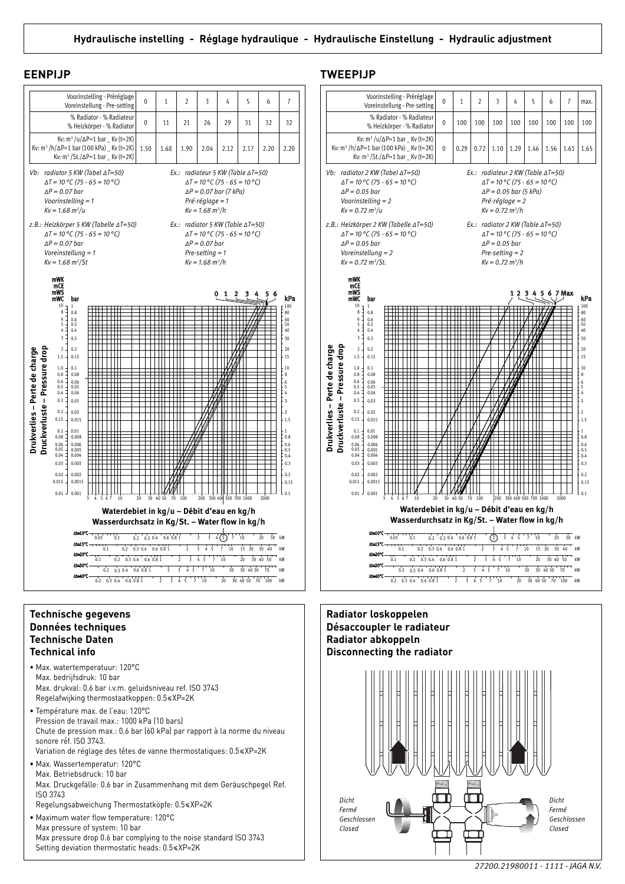# Hydraulische instelling - Réglage hydraulique - Hydraulische Einstellung - Hydraulic adjustment

## EENPIJP

| Voorinstelling - Préréglage / Voreinstellung - Pre-setting | 0 | 1 | 2 | 3 | 4 | 5 | 6 | 7 |
|---|---|---|---|---|---|---|---|---|
| % Radiator - % Radiateur / % Heizkörper - % Radiator | 0 | 11 | 21 | 26 | 29 | 31 | 32 | 32 |
| Kv: $m^3$/u/ΔP=1 bar _ Kv (t=2K) / Kv: $m^3$/h/ΔP=1 bar (100 kPa) _ Kv (t=2K) / Kv: $m^3$/St./ΔP=1 bar _ Kv (t=2K) | 1.50 | 1.68 | 1.90 | 2.04 | 2.12 | 2.17 | 2.20 | 2.20 |

*Vb: radiator 5 KW (Tabel ΔT=50)*
*ΔT = 10 °C (75 - 65 = 10 °C)*
*ΔP = 0.07 bar*
*Voorinstelling = 1*
*Kv = 1.68 $m^3$/u*

*Ex.: radiateur 5 KW (Table ΔT=50)*
*ΔT = 10 °C (75 - 65 = 10 °C)*
*ΔP = 0.07 bar (7 kPa)*
*Pré-réglage = 1*
*Kv = 1.68 $m^3$/h*

*z.B.: Heizkörper 5 KW (Tabelle ΔT=50)*
*ΔT = 10 °C (75 - 65 = 10 °C)*
*ΔP = 0.07 bar*
*Voreinstellung = 1*
*Kv = 1.68 $m^3$/St*

*Ex.: radiator 5 KW (Table ΔT=50)*
*ΔT = 10 °C (75 - 65 = 10 °C)*
*ΔP = 0.07 bar*
*Pre-setting = 1*
*Kv = 1.68 $m^3$/h*

mWK mCE mWS mWC
bar
kPa
0 1 2 3 4 5 6
Drukverlies – Perte de charge
Druckverluste – Pressure drop
Waterdebiet in kg/u – Débit d'eau en kg/h
Wasserdurchsatz in Kg/St. – Water flow in kg/h
Δt=10°C
Δt=15°C
Δt=20°C
Δt=30°C
Δt=40°C
kW

## TWEEPIJP

| Voorinstelling - Préréglage / Voreinstellung - Pre-setting | 0 | 1 | 2 | 3 | 4 | 5 | 6 | 7 | max. |
|---|---|---|---|---|---|---|---|---|---|
| % Radiator - % Radiateur / % Heizkörper - % Radiator | 0 | 100 | 100 | 100 | 100 | 100 | 100 | 100 | 100 |
| Kv: $m^3$/u/ΔP=1 bar _ Kv (t=2K) / Kv: $m^3$/h/ΔP=1 bar (100 kPa) _ Kv (t=2K) / Kv: $m^3$/St./ΔP=1 bar _ Kv (t=2K) | 0 | 0.29 | 0.72 | 1.10 | 1.29 | 1.46 | 1.56 | 1.61 | 1.65 |

*Vb: radiator 2 KW (Tabel ΔT=50)*
*ΔT = 10 °C (75 - 65 = 10 °C)*
*ΔP = 0.05 bar*
*Voorinstelling = 2*
*Kv = 0.72 $m^3$/u*

*Ex.: radiateur 2 KW (Table ΔT=50)*
*ΔT = 10 °C (75 - 65 = 10 °C)*
*ΔP = 0.05 bar (5 kPa)*
*Pré-réglage = 2*
*Kv = 0.72 $m^3$/h*

*z.B.: Heizkörper 2 KW (Tabelle ΔT=50)*
*ΔT = 10 °C (75 - 65 = 10 °C)*
*ΔP = 0.05 bar*
*Voreinstellung = 2*
*Kv = 0.72 $m^3$/St.*

*Ex.: radiator 2 KW (Table ΔT=50)*
*ΔT = 10 °C (75 - 65 = 10 °C)*
*ΔP = 0.05 bar*
*Pre-setting = 2*
*Kv = 0.72 $m^3$/h*

mWK mCE mWS mWC
bar
kPa
1 2 3 4 5 6 7 Max
Drukverlies – Perte de charge
Druckverluste – Pressure drop
Waterdebiet in kg/u – Débit d'eau en kg/h
Wasserdurchsatz in Kg/St. – Water flow in kg/h
Δt=10°C
Δt=15°C
Δt=20°C
Δt=30°C
Δt=40°C
kW

## Technische gegevens
## Données techniques
## Technische Daten
## Technical info

- Max. watertemperatuur: 120°C
  Max. bedrijfsdruk: 10 bar
  Max. drukval: 0.6 bar i.v.m. geluidsniveau ref. ISO 3743
  Regelafwijking thermostaatkoppen: 0.5≤XP=2K
- Température max. de l'eau: 120°C
  Pression de travail max.: 1000 kPa (10 bars)
  Chute de pression max.: 0.6 bar (60 kPa) par rapport à la norme du niveau sonore réf. ISO 3743.
  Variation de réglage des têtes de vanne thermostatiques: 0.5≤XP=2K
- Max. Wassertemperatur: 120°C
  Max. Betriebsdruck: 10 bar
  Max. Druckgefälle: 0.6 bar in Zusammenhang mit dem Geräuschpegel Ref. ISO 3743
  Regelungsabweichung Thermostatköpfe: 0.5≤XP=2K
- Maximum water flow temperature: 120°C
  Max pressure of system: 10 bar
  Max pressure drop 0.6 bar complying to the noise standard ISO 3743
  Setting deviation thermostatic heads: 0.5≤XP=2K

## Radiator loskoppelen
## Désaccoupler le radiateur
## Radiator abkoppeln
## Disconnecting the radiator

*Dicht*
*Fermé*
*Geschlossen*
*Closed*

*Dicht*
*Fermé*
*Geschlossen*
*Closed*

*27200.21980011 - 1111 - JAGA N.V.*